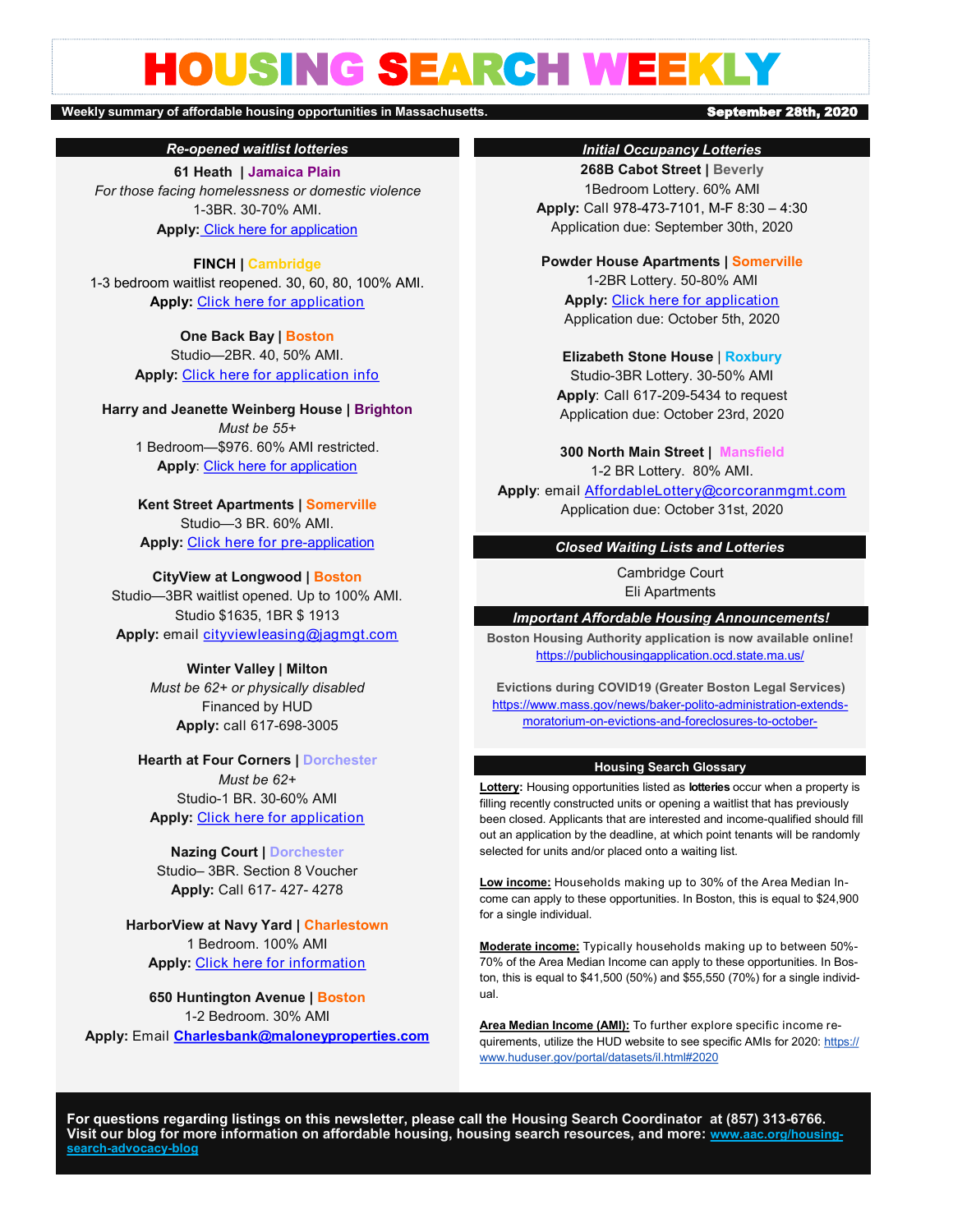# HOUSING SEARCH WEEKLY

**Weekly summary of affordable housing opportunities in Massachusetts.** **September 28th, 2020**

## *Re-opened waitlist lotteries*

**61 Heath | Jamaica Plain**
*For those facing homelessness or domestic violence*
1-3BR. 30-70% AMI.
**Apply:** Click here for application

**FINCH | Cambridge**
1-3 bedroom waitlist reopened. 30, 60, 80, 100% AMI.
**Apply:** Click here for application

**One Back Bay | Boston**
Studio—2BR. 40, 50% AMI.
**Apply:** Click here for application info

**Harry and Jeanette Weinberg House | Brighton**
*Must be 55+*
1 Bedroom—$976. 60% AMI restricted.
**Apply**: Click here for application

**Kent Street Apartments | Somerville**
Studio—3 BR. 60% AMI.
**Apply:** Click here for pre-application

**CityView at Longwood | Boston**
Studio—3BR waitlist opened. Up to 100% AMI.
Studio $1635, 1BR $ 1913
**Apply:** email cityviewleasing@jagmgt.com

**Winter Valley | Milton**
*Must be 62+ or physically disabled*
Financed by HUD
**Apply:** call 617-698-3005

**Hearth at Four Corners | Dorchester**
*Must be 62+*
Studio-1 BR. 30-60% AMI
**Apply:** Click here for application

**Nazing Court | Dorchester**
Studio– 3BR. Section 8 Voucher
**Apply:** Call 617- 427- 4278

**HarborView at Navy Yard | Charlestown**
1 Bedroom. 100% AMI
**Apply:** Click here for information

**650 Huntington Avenue | Boston**
1-2 Bedroom. 30% AMI
**Apply:** Email **Charlesbank@maloneyproperties.com**

## *Initial Occupancy Lotteries*

**268B Cabot Street | Beverly**
1Bedroom Lottery. 60% AMI
**Apply:** Call 978-473-7101, M-F 8:30 – 4:30
Application due: September 30th, 2020

**Powder House Apartments | Somerville**
1-2BR Lottery. 50-80% AMI
**Apply:** Click here for application
Application due: October 5th, 2020

**Elizabeth Stone House | Roxbury**
Studio-3BR Lottery. 30-50% AMI
**Apply**: Call 617-209-5434 to request
Application due: October 23rd, 2020

**300 North Main Street | Mansfield**
1-2 BR Lottery. 80% AMI.
**Apply**: email AffordableLottery@corcoranmgmt.com
Application due: October 31st, 2020

## *Closed Waiting Lists and Lotteries*

Cambridge Court
Eli Apartments

## *Important Affordable Housing Announcements!*

**Boston Housing Authority application is now available online!**
https://publichousingapplication.ocd.state.ma.us/

**Evictions during COVID19 (Greater Boston Legal Services)**
https://www.mass.gov/news/baker-polito-administration-extends-moratorium-on-evictions-and-foreclosures-to-october-

## Housing Search Glossary

**Lottery:** Housing opportunities listed as **lotteries** occur when a property is filling recently constructed units or opening a waitlist that has previously been closed. Applicants that are interested and income-qualified should fill out an application by the deadline, at which point tenants will be randomly selected for units and/or placed onto a waiting list.

**Low income:** Households making up to 30% of the Area Median Income can apply to these opportunities. In Boston, this is equal to $24,900 for a single individual.

**Moderate income:** Typically households making up to between 50%-70% of the Area Median Income can apply to these opportunities. In Boston, this is equal to $41,500 (50%) and $55,550 (70%) for a single individual.

**Area Median Income (AMI):** To further explore specific income requirements, utilize the HUD website to see specific AMIs for 2020: https://www.huduser.gov/portal/datasets/il.html#2020

**For questions regarding listings on this newsletter, please call the Housing Search Coordinator at (857) 313-6766. Visit our blog for more information on affordable housing, housing search resources, and more: www.aac.org/housing-search-advocacy-blog**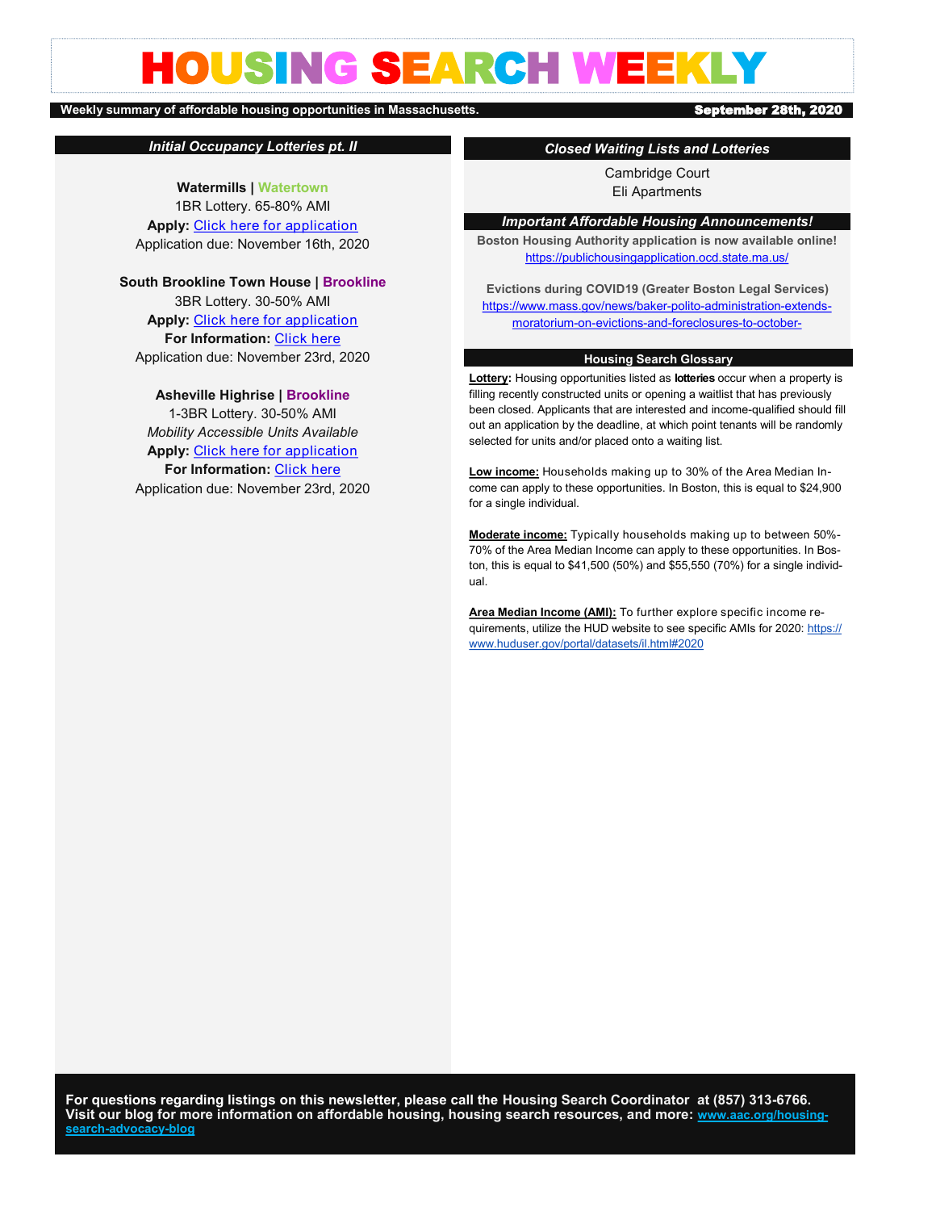# HOUSING SEARCH WEEKLY

**Weekly summary of affordable housing opportunities in Massachusetts.** **September 28th, 2020**

### *Initial Occupancy Lotteries pt. II*

**Watermills | Watertown**
1BR Lottery. 65-80% AMI
**Apply:** Click here for application
Application due: November 16th, 2020

**South Brookline Town House | Brookline**
3BR Lottery. 30-50% AMI
**Apply:** Click here for application
**For Information:** Click here
Application due: November 23rd, 2020

**Asheville Highrise | Brookline**
1-3BR Lottery. 30-50% AMI
*Mobility Accessible Units Available*
**Apply:** Click here for application
**For Information:** Click here
Application due: November 23rd, 2020

### *Closed Waiting Lists and Lotteries*

Cambridge Court
Eli Apartments

### *Important Affordable Housing Announcements!*

**Boston Housing Authority application is now available online!**
https://publichousingapplication.ocd.state.ma.us/

**Evictions during COVID19 (Greater Boston Legal Services)**
https://www.mass.gov/news/baker-polito-administration-extends-moratorium-on-evictions-and-foreclosures-to-october-

### Housing Search Glossary

**Lottery:** Housing opportunities listed as **lotteries** occur when a property is filling recently constructed units or opening a waitlist that has previously been closed. Applicants that are interested and income-qualified should fill out an application by the deadline, at which point tenants will be randomly selected for units and/or placed onto a waiting list.

**Low income:** Households making up to 30% of the Area Median Income can apply to these opportunities. In Boston, this is equal to $24,900 for a single individual.

**Moderate income:** Typically households making up to between 50%-70% of the Area Median Income can apply to these opportunities. In Boston, this is equal to $41,500 (50%) and $55,550 (70%) for a single individual.

**Area Median Income (AMI):** To further explore specific income requirements, utilize the HUD website to see specific AMIs for 2020: https://www.huduser.gov/portal/datasets/il.html#2020

**For questions regarding listings on this newsletter, please call the Housing Search Coordinator at (857) 313-6766. Visit our blog for more information on affordable housing, housing search resources, and more: www.aac.org/housing-search-advocacy-blog**